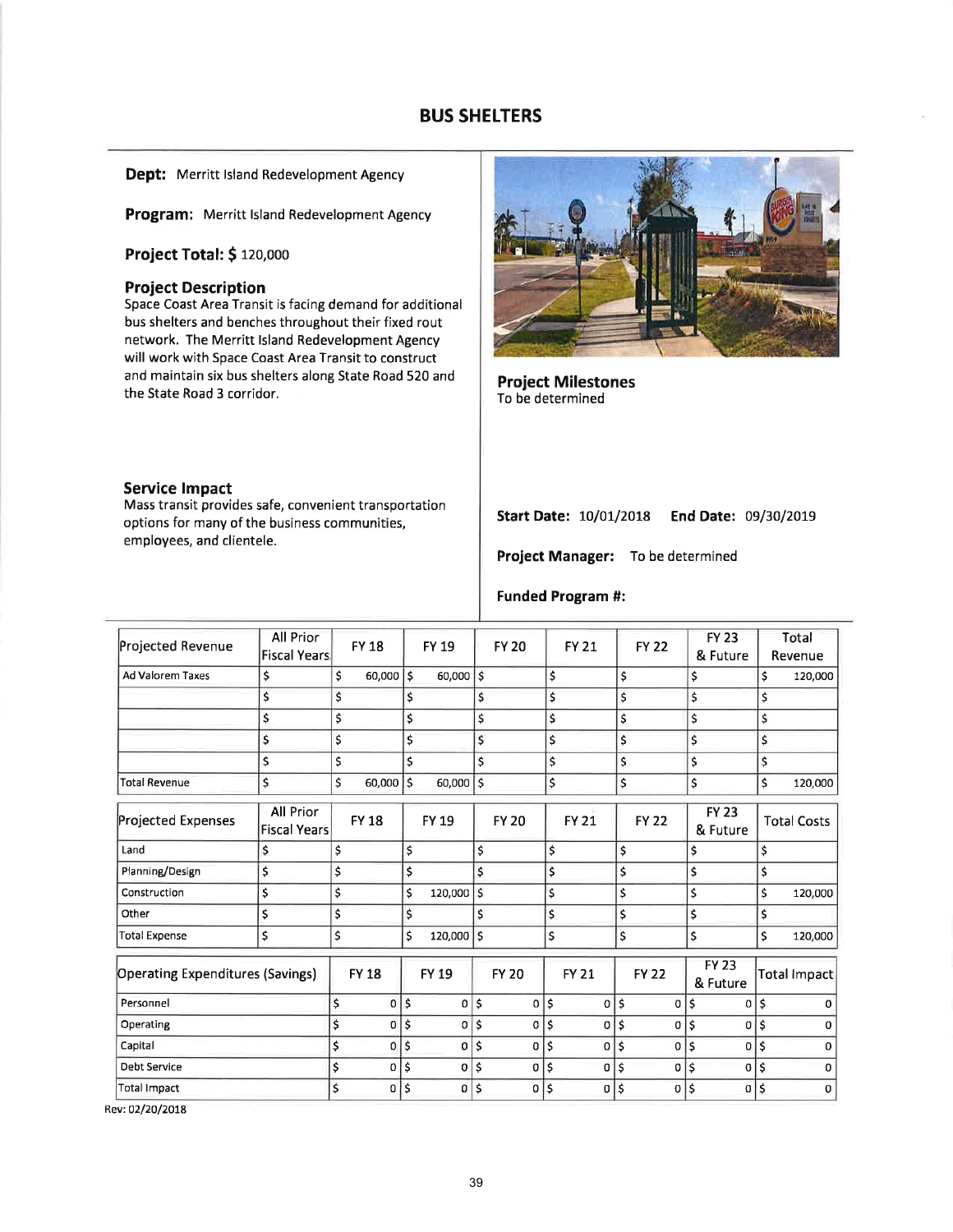# BUS SHELTERS

**Dept:** Merritt Island Redevelopment Agency

**Program:** Merritt Island Redevelopment Agency

**Project Total: $** 120,000

**Project Description**
Space Coast Area Transit is facing demand for additional bus shelters and benches throughout their fixed rout network. The Merritt Island Redevelopment Agency will work with Space Coast Area Transit to construct and maintain six bus shelters along State Road 520 and the State Road 3 corridor.

**Service Impact**
Mass transit provides safe, convenient transportation options for many of the business communities, employees, and clientele.

**Project Milestones**
To be determined

**Start Date:** 10/01/2018 **End Date:** 09/30/2019

**Project Manager:** To be determined

**Funded Program #:**

| Projected Revenue | All Prior Fiscal Years | FY 18 | FY 19 | FY 20 | FY 21 | FY 22 | FY 23 & Future | Total Revenue |
|---|---|---|---|---|---|---|---|---|
| Ad Valorem Taxes | $ | $ 60,000 | $ 60,000 | $ | $ | $ | $ | $ 120,000 |
| | $ | $ | $ | $ | $ | $ | $ | $ |
| | $ | $ | $ | $ | $ | $ | $ | $ |
| | $ | $ | $ | $ | $ | $ | $ | $ |
| | $ | $ | $ | $ | $ | $ | $ | $ |
| Total Revenue | $ | $ 60,000 | $ 60,000 | $ | $ | $ | $ | $ 120,000 |

| Projected Expenses | All Prior Fiscal Years | FY 18 | FY 19 | FY 20 | FY 21 | FY 22 | FY 23 & Future | Total Costs |
|---|---|---|---|---|---|---|---|---|
| Land | $ | $ | $ | $ | $ | $ | $ | $ |
| Planning/Design | $ | $ | $ | $ | $ | $ | $ | $ |
| Construction | $ | $ | $ 120,000 | $ | $ | $ | $ | $ 120,000 |
| Other | $ | $ | $ | $ | $ | $ | $ | $ |
| Total Expense | $ | $ | $ 120,000 | $ | $ | $ | $ | $ 120,000 |

| Operating Expenditures (Savings) | FY 18 | FY 19 | FY 20 | FY 21 | FY 22 | FY 23 & Future | Total Impact |
|---|---|---|---|---|---|---|---|
| Personnel | $ 0 | $ 0 | $ 0 | $ 0 | $ 0 | $ 0 | $ 0 |
| Operating | $ 0 | $ 0 | $ 0 | $ 0 | $ 0 | $ 0 | $ 0 |
| Capital | $ 0 | $ 0 | $ 0 | $ 0 | $ 0 | $ 0 | $ 0 |
| Debt Service | $ 0 | $ 0 | $ 0 | $ 0 | $ 0 | $ 0 | $ 0 |
| Total Impact | $ 0 | $ 0 | $ 0 | $ 0 | $ 0 | $ 0 | $ 0 |

Rev: 02/20/2018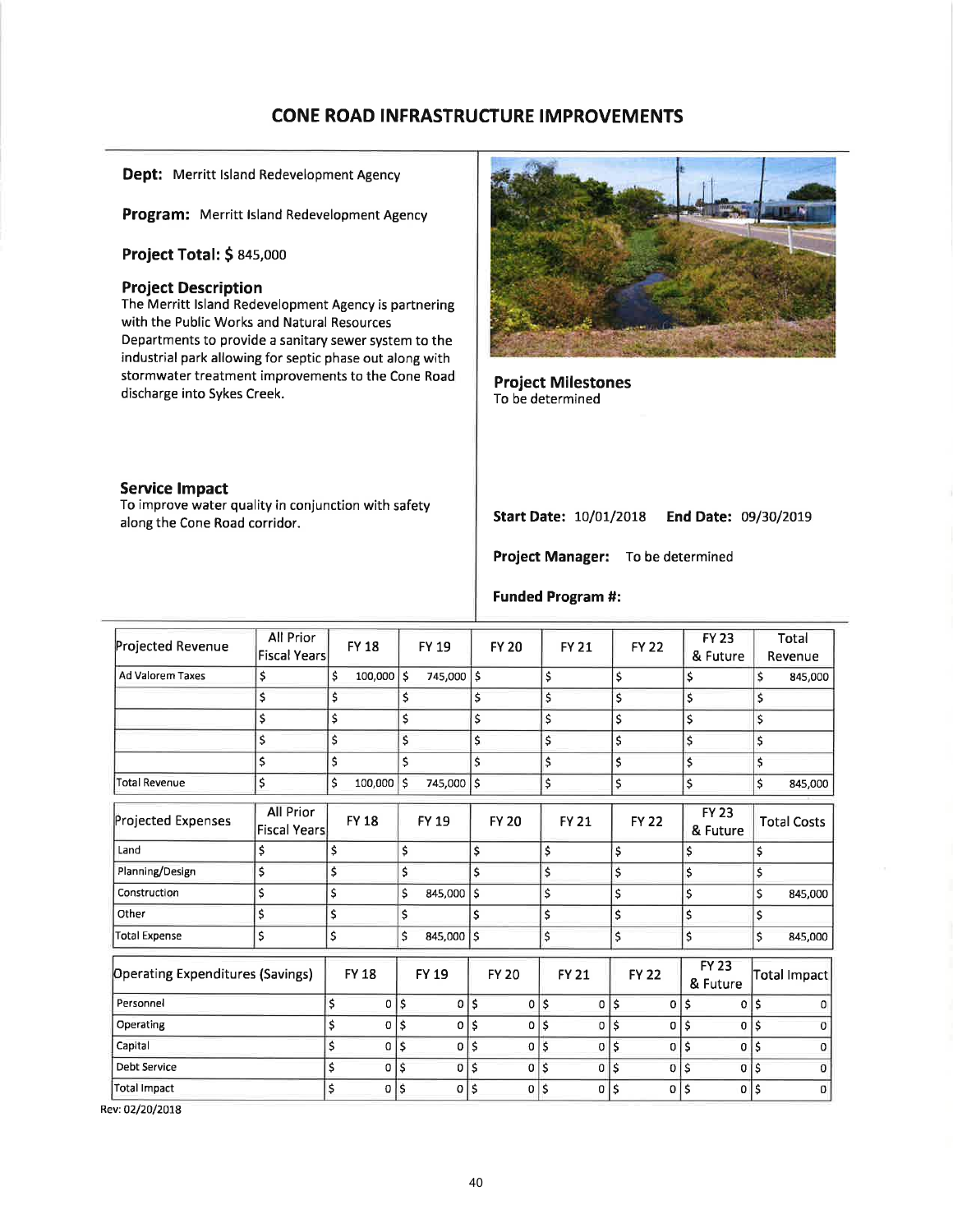# CONE ROAD INFRASTRUCTURE IMPROVEMENTS

**Dept:** Merritt Island Redevelopment Agency

**Program:** Merritt Island Redevelopment Agency

**Project Total: $** 845,000

### Project Description

The Merritt Island Redevelopment Agency is partnering with the Public Works and Natural Resources Departments to provide a sanitary sewer system to the industrial park allowing for septic phase out along with stormwater treatment improvements to the Cone Road discharge into Sykes Creek.

### Service Impact

To improve water quality in conjunction with safety along the Cone Road corridor.

### Project Milestones

To be determined

**Start Date:** 10/01/2018 **End Date:** 09/30/2019

**Project Manager:** To be determined

**Funded Program #:**

| Projected Revenue | All Prior Fiscal Years | FY 18 | FY 19 | FY 20 | FY 21 | FY 22 | FY 23 & Future | Total Revenue |
|---|---|---|---|---|---|---|---|---|
| Ad Valorem Taxes | $ | $ 100,000 | $ 745,000 | $ | $ | $ | $ | $ 845,000 |
| | $ | $ | $ | $ | $ | $ | $ | $ |
| | $ | $ | $ | $ | $ | $ | $ | $ |
| | $ | $ | $ | $ | $ | $ | $ | $ |
| | $ | $ | $ | $ | $ | $ | $ | $ |
| Total Revenue | $ | $ 100,000 | $ 745,000 | $ | $ | $ | $ | $ 845,000 |

| Projected Expenses | All Prior Fiscal Years | FY 18 | FY 19 | FY 20 | FY 21 | FY 22 | FY 23 & Future | Total Costs |
|---|---|---|---|---|---|---|---|---|
| Land | $ | $ | $ | $ | $ | $ | $ | $ |
| Planning/Design | $ | $ | $ | $ | $ | $ | $ | $ |
| Construction | $ | $ | $ 845,000 | $ | $ | $ | $ | $ 845,000 |
| Other | $ | $ | $ | $ | $ | $ | $ | $ |
| Total Expense | $ | $ | $ 845,000 | $ | $ | $ | $ | $ 845,000 |

| Operating Expenditures (Savings) | FY 18 | FY 19 | FY 20 | FY 21 | FY 22 | FY 23 & Future | Total Impact |
|---|---|---|---|---|---|---|---|
| Personnel | $ 0 | $ 0 | $ 0 | $ 0 | $ 0 | $ 0 | $ 0 |
| Operating | $ 0 | $ 0 | $ 0 | $ 0 | $ 0 | $ 0 | $ 0 |
| Capital | $ 0 | $ 0 | $ 0 | $ 0 | $ 0 | $ 0 | $ 0 |
| Debt Service | $ 0 | $ 0 | $ 0 | $ 0 | $ 0 | $ 0 | $ 0 |
| Total Impact | $ 0 | $ 0 | $ 0 | $ 0 | $ 0 | $ 0 | $ 0 |

Rev: 02/20/2018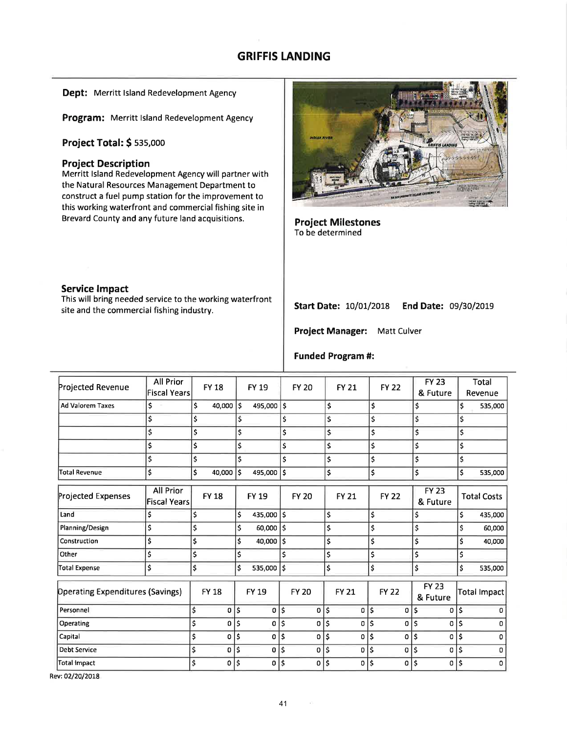# GRIFFIS LANDING

**Dept:** Merritt Island Redevelopment Agency

**Program:** Merritt Island Redevelopment Agency

**Project Total: $** 535,000

### Project Description

Merritt Island Redevelopment Agency will partner with the Natural Resources Management Department to construct a fuel pump station for the improvement to this working waterfront and commercial fishing site in Brevard County and any future land acquisitions.

### Project Milestones

To be determined

### Service Impact

This will bring needed service to the working waterfront site and the commercial fishing industry.

**Start Date:** 10/01/2018 **End Date:** 09/30/2019

**Project Manager:** Matt Culver

**Funded Program #:**

| Projected Revenue | All Prior Fiscal Years | FY 18 | FY 19 | FY 20 | FY 21 | FY 22 | FY 23 & Future | Total Revenue |
|---|---|---|---|---|---|---|---|---|
| Ad Valorem Taxes | $ | $ 40,000 | $ 495,000 | $ | $ | $ | $ | $ 535,000 |
| | $ | $ | $ | $ | $ | $ | $ | $ |
| | $ | $ | $ | $ | $ | $ | $ | $ |
| | $ | $ | $ | $ | $ | $ | $ | $ |
| | $ | $ | $ | $ | $ | $ | $ | $ |
| Total Revenue | $ | $ 40,000 | $ 495,000 | $ | $ | $ | $ | $ 535,000 |

| Projected Expenses | All Prior Fiscal Years | FY 18 | FY 19 | FY 20 | FY 21 | FY 22 | FY 23 & Future | Total Costs |
|---|---|---|---|---|---|---|---|---|
| Land | $ | $ | $ 435,000 | $ | $ | $ | $ | $ 435,000 |
| Planning/Design | $ | $ | $ 60,000 | $ | $ | $ | $ | $ 60,000 |
| Construction | $ | $ | $ 40,000 | $ | $ | $ | $ | $ 40,000 |
| Other | $ | $ | $ | $ | $ | $ | $ | $ |
| Total Expense | $ | $ | $ 535,000 | $ | $ | $ | $ | $ 535,000 |

| Operating Expenditures (Savings) | FY 18 | FY 19 | FY 20 | FY 21 | FY 22 | FY 23 & Future | Total Impact |
|---|---|---|---|---|---|---|---|
| Personnel | $ 0 | $ 0 | $ 0 | $ 0 | $ 0 | $ 0 | $ 0 |
| Operating | $ 0 | $ 0 | $ 0 | $ 0 | $ 0 | $ 0 | $ 0 |
| Capital | $ 0 | $ 0 | $ 0 | $ 0 | $ 0 | $ 0 | $ 0 |
| Debt Service | $ 0 | $ 0 | $ 0 | $ 0 | $ 0 | $ 0 | $ 0 |
| Total Impact | $ 0 | $ 0 | $ 0 | $ 0 | $ 0 | $ 0 | $ 0 |

Rev: 02/20/2018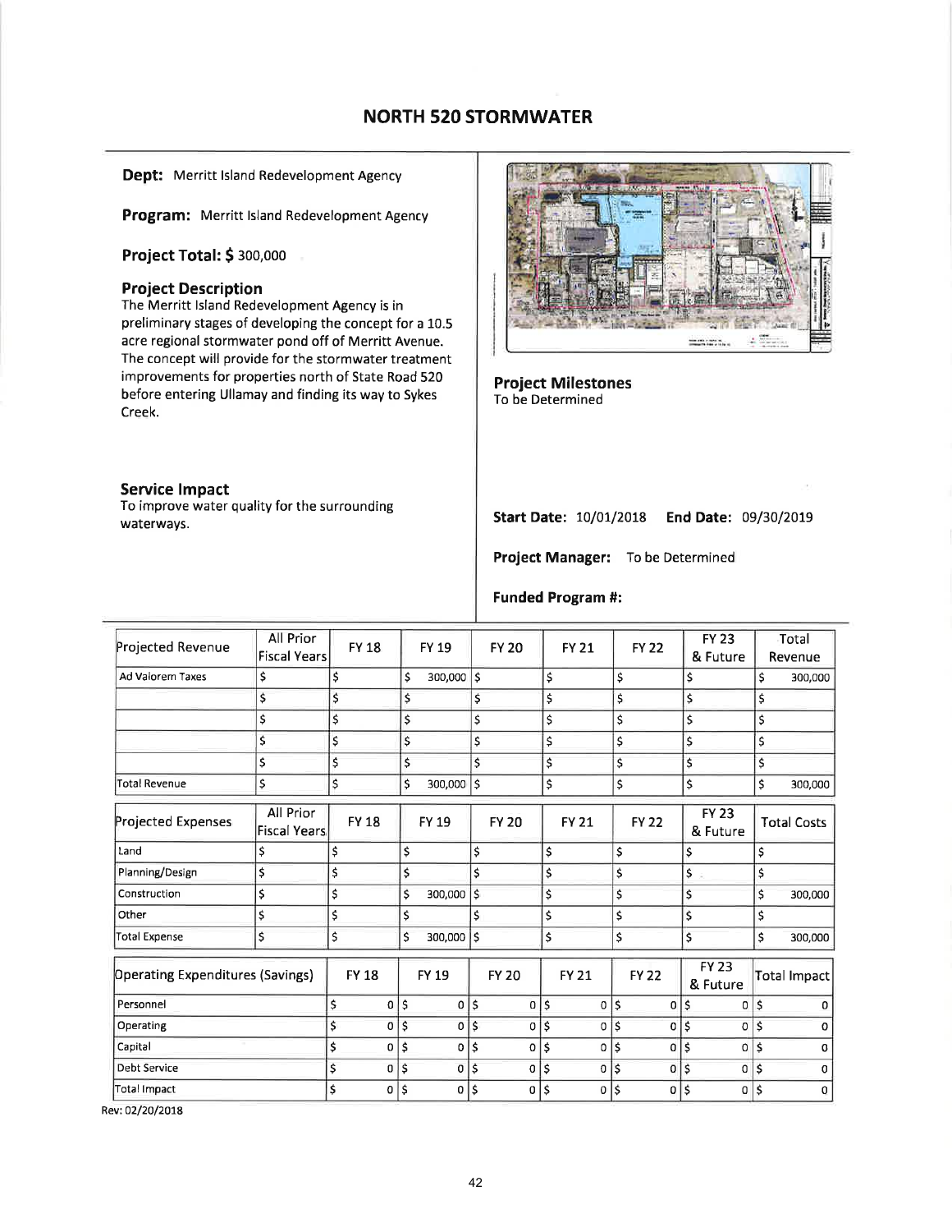# NORTH 520 STORMWATER

**Dept:** Merritt Island Redevelopment Agency

**Program:** Merritt Island Redevelopment Agency

**Project Total: $** 300,000

### Project Description

The Merritt Island Redevelopment Agency is in preliminary stages of developing the concept for a 10.5 acre regional stormwater pond off of Merritt Avenue. The concept will provide for the stormwater treatment improvements for properties north of State Road 520 before entering Ullamay and finding its way to Sykes Creek.

### Service Impact

To improve water quality for the surrounding waterways.

### Project Milestones

To be Determined

**Start Date:** 10/01/2018 **End Date:** 09/30/2019

**Project Manager:** To be Determined

**Funded Program #:**

| Projected Revenue | All Prior Fiscal Years | FY 18 | FY 19 | FY 20 | FY 21 | FY 22 | FY 23 & Future | Total Revenue |
|---|---|---|---|---|---|---|---|---|
| Ad Valorem Taxes | $ | $ | $ 300,000 | $ | $ | $ | $ | $ 300,000 |
| | $ | $ | $ | $ | $ | $ | $ | $ |
| | $ | $ | $ | $ | $ | $ | $ | $ |
| | $ | $ | $ | $ | $ | $ | $ | $ |
| | $ | $ | $ | $ | $ | $ | $ | $ |
| Total Revenue | $ | $ | $ 300,000 | $ | $ | $ | $ | $ 300,000 |

| Projected Expenses | All Prior Fiscal Years | FY 18 | FY 19 | FY 20 | FY 21 | FY 22 | FY 23 & Future | Total Costs |
|---|---|---|---|---|---|---|---|---|
| Land | $ | $ | $ | $ | $ | $ | $ | $ |
| Planning/Design | $ | $ | $ | $ | $ | $ | $ | $ |
| Construction | $ | $ | $ 300,000 | $ | $ | $ | $ | $ 300,000 |
| Other | $ | $ | $ | $ | $ | $ | $ | $ |
| Total Expense | $ | $ | $ 300,000 | $ | $ | $ | $ | $ 300,000 |

| Operating Expenditures (Savings) | FY 18 | FY 19 | FY 20 | FY 21 | FY 22 | FY 23 & Future | Total Impact |
|---|---|---|---|---|---|---|---|
| Personnel | $ 0 | $ 0 | $ 0 | $ 0 | $ 0 | $ 0 | $ 0 |
| Operating | $ 0 | $ 0 | $ 0 | $ 0 | $ 0 | $ 0 | $ 0 |
| Capital | $ 0 | $ 0 | $ 0 | $ 0 | $ 0 | $ 0 | $ 0 |
| Debt Service | $ 0 | $ 0 | $ 0 | $ 0 | $ 0 | $ 0 | $ 0 |
| Total Impact | $ 0 | $ 0 | $ 0 | $ 0 | $ 0 | $ 0 | $ 0 |

Rev: 02/20/2018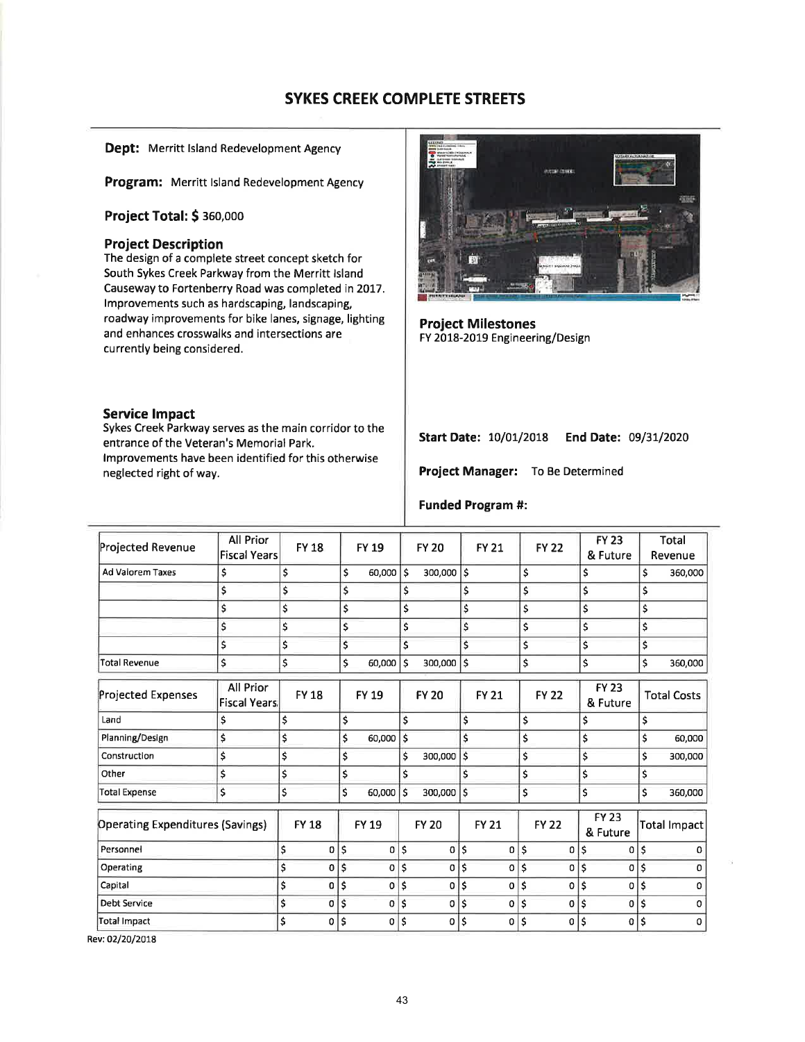# SYKES CREEK COMPLETE STREETS

**Dept:** Merritt Island Redevelopment Agency

**Program:** Merritt Island Redevelopment Agency

**Project Total: $** 360,000

### Project Description

The design of a complete street concept sketch for South Sykes Creek Parkway from the Merritt Island Causeway to Fortenberry Road was completed in 2017. Improvements such as hardscaping, landscaping, roadway improvements for bike lanes, signage, lighting and enhances crosswalks and intersections are currently being considered.

### Project Milestones

FY 2018-2019 Engineering/Design

### Service Impact

Sykes Creek Parkway serves as the main corridor to the entrance of the Veteran's Memorial Park. Improvements have been identified for this otherwise neglected right of way.

**Start Date:** 10/01/2018 **End Date:** 09/31/2020

**Project Manager:** To Be Determined

**Funded Program #:**

| Projected Revenue | All Prior Fiscal Years | FY 18 | FY 19 | FY 20 | FY 21 | FY 22 | FY 23 & Future | Total Revenue |
|---|---|---|---|---|---|---|---|---|
| Ad Valorem Taxes | $ | $ | $ 60,000 | $ 300,000 | $ | $ | $ | $ 360,000 |
| | $ | $ | $ | $ | $ | $ | $ | $ |
| | $ | $ | $ | $ | $ | $ | $ | $ |
| | $ | $ | $ | $ | $ | $ | $ | $ |
| | $ | $ | $ | $ | $ | $ | $ | $ |
| Total Revenue | $ | $ | $ 60,000 | $ 300,000 | $ | $ | $ | $ 360,000 |

| Projected Expenses | All Prior Fiscal Years | FY 18 | FY 19 | FY 20 | FY 21 | FY 22 | FY 23 & Future | Total Costs |
|---|---|---|---|---|---|---|---|---|
| Land | $ | $ | $ | $ | $ | $ | $ | $ |
| Planning/Design | $ | $ | $ 60,000 | $ | $ | $ | $ | $ 60,000 |
| Construction | $ | $ | $ | $ 300,000 | $ | $ | $ | $ 300,000 |
| Other | $ | $ | $ | $ | $ | $ | $ | $ |
| Total Expense | $ | $ | $ 60,000 | $ 300,000 | $ | $ | $ | $ 360,000 |

| Operating Expenditures (Savings) | FY 18 | FY 19 | FY 20 | FY 21 | FY 22 | FY 23 & Future | Total Impact |
|---|---|---|---|---|---|---|---|
| Personnel | $ 0 | $ 0 | $ 0 | $ 0 | $ 0 | $ 0 | $ 0 |
| Operating | $ 0 | $ 0 | $ 0 | $ 0 | $ 0 | $ 0 | $ 0 |
| Capital | $ 0 | $ 0 | $ 0 | $ 0 | $ 0 | $ 0 | $ 0 |
| Debt Service | $ 0 | $ 0 | $ 0 | $ 0 | $ 0 | $ 0 | $ 0 |
| Total Impact | $ 0 | $ 0 | $ 0 | $ 0 | $ 0 | $ 0 | $ 0 |

Rev: 02/20/2018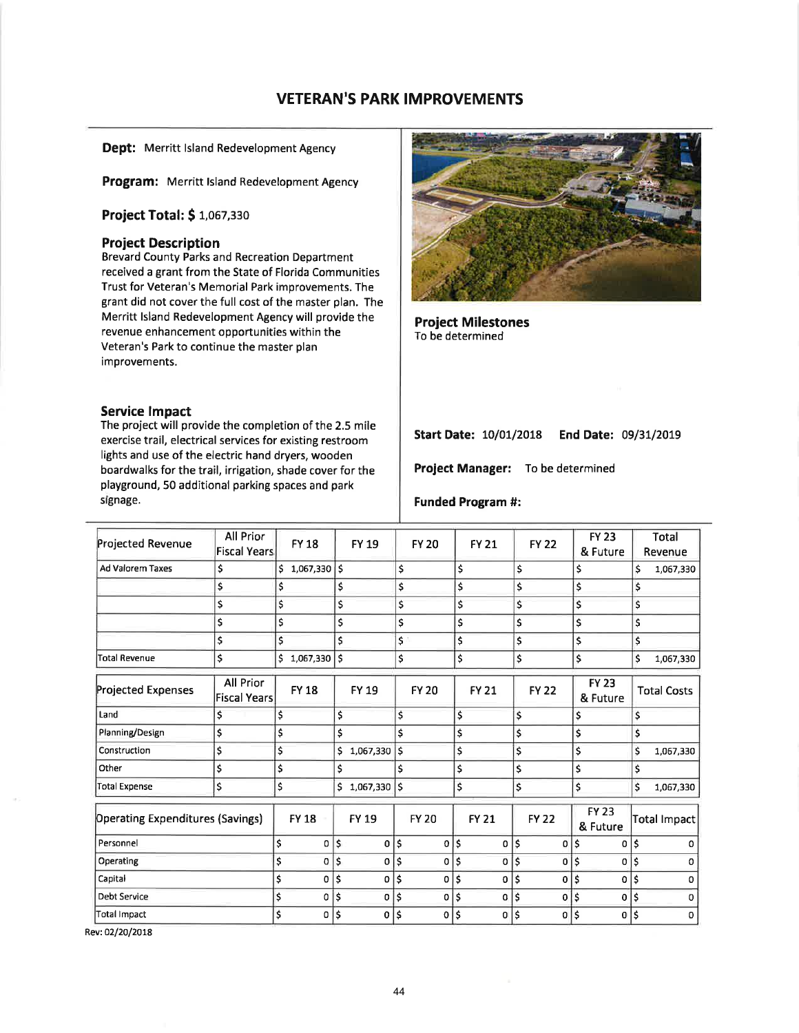# VETERAN'S PARK IMPROVEMENTS

**Dept:** Merritt Island Redevelopment Agency

**Program:** Merritt Island Redevelopment Agency

**Project Total: $** 1,067,330

### Project Description

Brevard County Parks and Recreation Department received a grant from the State of Florida Communities Trust for Veteran's Memorial Park improvements. The grant did not cover the full cost of the master plan. The Merritt Island Redevelopment Agency will provide the revenue enhancement opportunities within the Veteran's Park to continue the master plan improvements.

### Service Impact

The project will provide the completion of the 2.5 mile exercise trail, electrical services for existing restroom lights and use of the electric hand dryers, wooden boardwalks for the trail, irrigation, shade cover for the playground, 50 additional parking spaces and park signage.

### Project Milestones

To be determined

**Start Date:** 10/01/2018 **End Date:** 09/31/2019

**Project Manager:** To be determined

**Funded Program #:**

| Projected Revenue | All Prior Fiscal Years | FY 18 | FY 19 | FY 20 | FY 21 | FY 22 | FY 23 & Future | Total Revenue |
|---|---|---|---|---|---|---|---|---|
| Ad Valorem Taxes | $ | $ 1,067,330 | $ | $ | $ | $ | $ | $ 1,067,330 |
| | $ | $ | $ | $ | $ | $ | $ | $ |
| | $ | $ | $ | $ | $ | $ | $ | $ |
| | $ | $ | $ | $ | $ | $ | $ | $ |
| | $ | $ | $ | $ | $ | $ | $ | $ |
| Total Revenue | $ | $ 1,067,330 | $ | $ | $ | $ | $ | $ 1,067,330 |

| Projected Expenses | All Prior Fiscal Years | FY 18 | FY 19 | FY 20 | FY 21 | FY 22 | FY 23 & Future | Total Costs |
|---|---|---|---|---|---|---|---|---|
| Land | $ | $ | $ | $ | $ | $ | $ | $ |
| Planning/Design | $ | $ | $ | $ | $ | $ | $ | $ |
| Construction | $ | $ | $ 1,067,330 | $ | $ | $ | $ | $ 1,067,330 |
| Other | $ | $ | $ | $ | $ | $ | $ | $ |
| Total Expense | $ | $ | $ 1,067,330 | $ | $ | $ | $ | $ 1,067,330 |

| Operating Expenditures (Savings) | FY 18 | FY 19 | FY 20 | FY 21 | FY 22 | FY 23 & Future | Total Impact |
|---|---|---|---|---|---|---|---|
| Personnel | $ 0 | $ 0 | $ 0 | $ 0 | $ 0 | $ 0 | $ 0 |
| Operating | $ 0 | $ 0 | $ 0 | $ 0 | $ 0 | $ 0 | $ 0 |
| Capital | $ 0 | $ 0 | $ 0 | $ 0 | $ 0 | $ 0 | $ 0 |
| Debt Service | $ 0 | $ 0 | $ 0 | $ 0 | $ 0 | $ 0 | $ 0 |
| Total Impact | $ 0 | $ 0 | $ 0 | $ 0 | $ 0 | $ 0 | $ 0 |

Rev: 02/20/2018